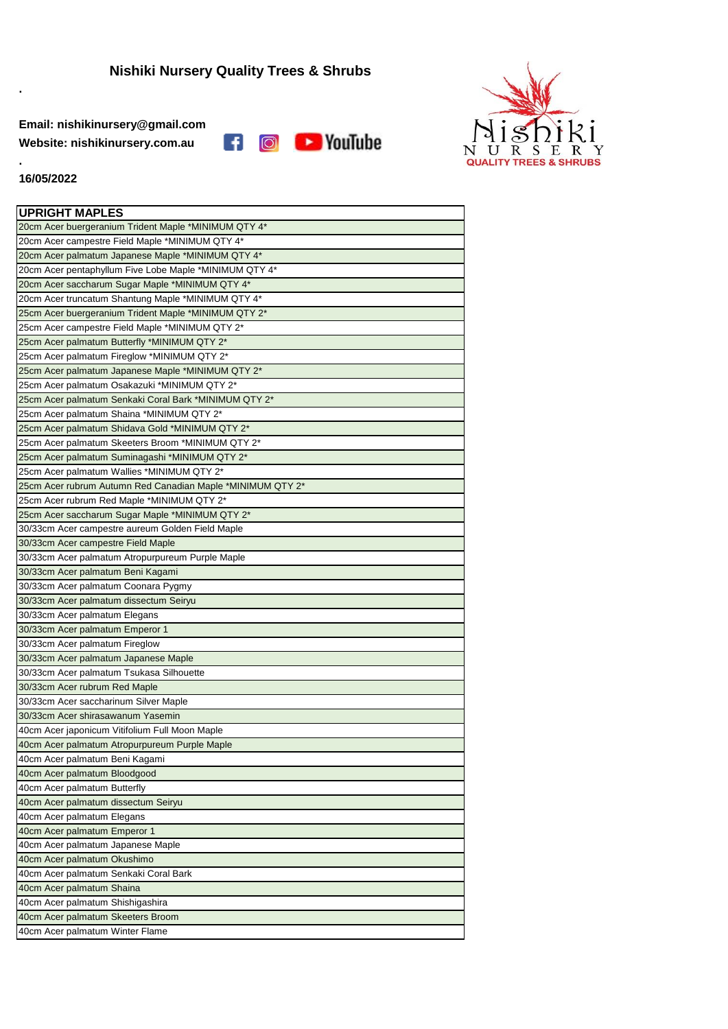# Nishiki Nursery Quality Trees & Shrubs

.

**Email: nishikinursery@gmail.com**

**Website: nishikinursery.com.au**

.

**16/05/2022**

| UPRIGHT MAPLES |
|---|
| 20cm Acer buergeranium Trident Maple *MINIMUM QTY 4* |
| 20cm Acer campestre Field Maple *MINIMUM QTY 4* |
| 20cm Acer palmatum Japanese Maple *MINIMUM QTY 4* |
| 20cm Acer pentaphyllum Five Lobe Maple *MINIMUM QTY 4* |
| 20cm Acer saccharum Sugar Maple *MINIMUM QTY 4* |
| 20cm Acer truncatum Shantung Maple *MINIMUM QTY 4* |
| 25cm Acer buergeranium Trident Maple *MINIMUM QTY 2* |
| 25cm Acer campestre Field Maple *MINIMUM QTY 2* |
| 25cm Acer palmatum Butterfly *MINIMUM QTY 2* |
| 25cm Acer palmatum Fireglow *MINIMUM QTY 2* |
| 25cm Acer palmatum Japanese Maple *MINIMUM QTY 2* |
| 25cm Acer palmatum Osakazuki *MINIMUM QTY 2* |
| 25cm Acer palmatum Senkaki Coral Bark *MINIMUM QTY 2* |
| 25cm Acer palmatum Shaina *MINIMUM QTY 2* |
| 25cm Acer palmatum Shidava Gold *MINIMUM QTY 2* |
| 25cm Acer palmatum Skeeters Broom *MINIMUM QTY 2* |
| 25cm Acer palmatum Suminagashi *MINIMUM QTY 2* |
| 25cm Acer palmatum Wallies *MINIMUM QTY 2* |
| 25cm Acer rubrum Autumn Red Canadian Maple *MINIMUM QTY 2* |
| 25cm Acer rubrum Red Maple *MINIMUM QTY 2* |
| 25cm Acer saccharum Sugar Maple *MINIMUM QTY 2* |
| 30/33cm Acer campestre aureum Golden Field Maple |
| 30/33cm Acer campestre Field Maple |
| 30/33cm Acer palmatum Atropurpureum Purple Maple |
| 30/33cm Acer palmatum Beni Kagami |
| 30/33cm Acer palmatum Coonara Pygmy |
| 30/33cm Acer palmatum dissectum Seiryu |
| 30/33cm Acer palmatum Elegans |
| 30/33cm Acer palmatum Emperor 1 |
| 30/33cm Acer palmatum Fireglow |
| 30/33cm Acer palmatum Japanese Maple |
| 30/33cm Acer palmatum Tsukasa Silhouette |
| 30/33cm Acer rubrum Red Maple |
| 30/33cm Acer saccharinum Silver Maple |
| 30/33cm Acer shirasawanum Yasemin |
| 40cm Acer japonicum Vitifolium Full Moon Maple |
| 40cm Acer palmatum Atropurpureum Purple Maple |
| 40cm Acer palmatum Beni Kagami |
| 40cm Acer palmatum Bloodgood |
| 40cm Acer palmatum Butterfly |
| 40cm Acer palmatum dissectum Seiryu |
| 40cm Acer palmatum Elegans |
| 40cm Acer palmatum Emperor 1 |
| 40cm Acer palmatum Japanese Maple |
| 40cm Acer palmatum Okushimo |
| 40cm Acer palmatum Senkaki Coral Bark |
| 40cm Acer palmatum Shaina |
| 40cm Acer palmatum Shishigashira |
| 40cm Acer palmatum Skeeters Broom |
| 40cm Acer palmatum Winter Flame |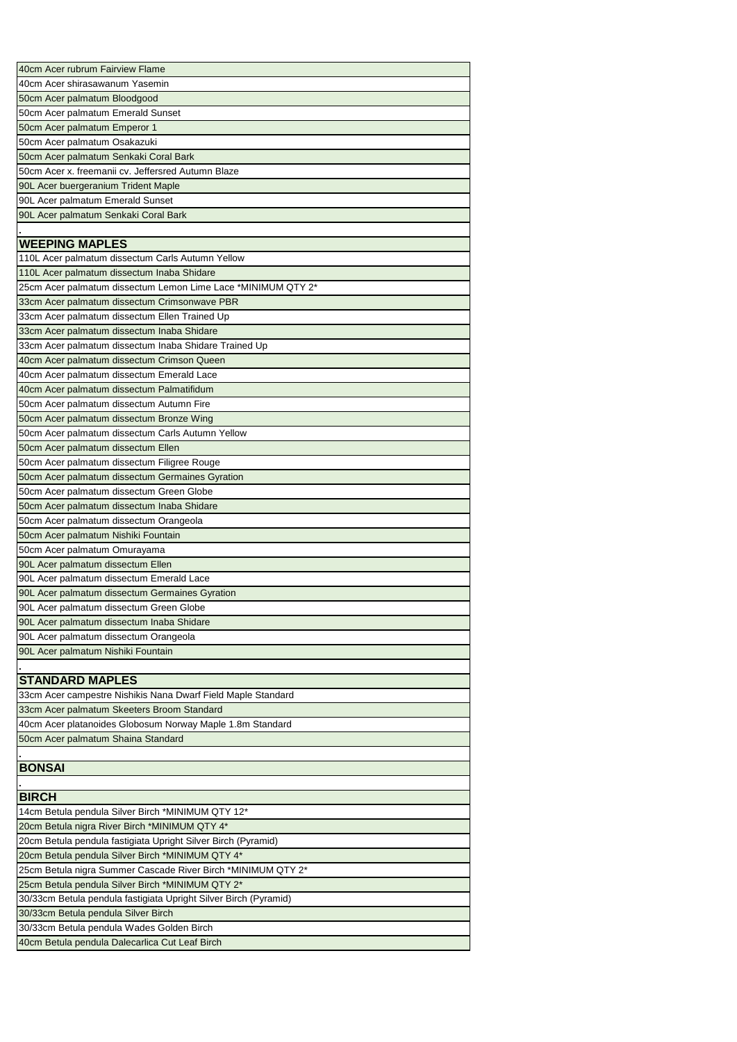40cm Acer rubrum Fairview Flame
40cm Acer shirasawanum Yasemin
50cm Acer palmatum Bloodgood
50cm Acer palmatum Emerald Sunset
50cm Acer palmatum Emperor 1
50cm Acer palmatum Osakazuki
50cm Acer palmatum Senkaki Coral Bark
50cm Acer x. freemanii cv. Jeffersred Autumn Blaze
90L Acer buergeranium Trident Maple
90L Acer palmatum Emerald Sunset
90L Acer palmatum Senkaki Coral Bark

.

## WEEPING MAPLES

110L Acer palmatum dissectum Carls Autumn Yellow
110L Acer palmatum dissectum Inaba Shidare
25cm Acer palmatum dissectum Lemon Lime Lace *MINIMUM QTY 2*
33cm Acer palmatum dissectum Crimsonwave PBR
33cm Acer palmatum dissectum Ellen Trained Up
33cm Acer palmatum dissectum Inaba Shidare
33cm Acer palmatum dissectum Inaba Shidare Trained Up
40cm Acer palmatum dissectum Crimson Queen
40cm Acer palmatum dissectum Emerald Lace
40cm Acer palmatum dissectum Palmatifidum
50cm Acer palmatum dissectum Autumn Fire
50cm Acer palmatum dissectum Bronze Wing
50cm Acer palmatum dissectum Carls Autumn Yellow
50cm Acer palmatum dissectum Ellen
50cm Acer palmatum dissectum Filigree Rouge
50cm Acer palmatum dissectum Germaines Gyration
50cm Acer palmatum dissectum Green Globe
50cm Acer palmatum dissectum Inaba Shidare
50cm Acer palmatum dissectum Orangeola
50cm Acer palmatum Nishiki Fountain
50cm Acer palmatum Omurayama
90L Acer palmatum dissectum Ellen
90L Acer palmatum dissectum Emerald Lace
90L Acer palmatum dissectum Germaines Gyration
90L Acer palmatum dissectum Green Globe
90L Acer palmatum dissectum Inaba Shidare
90L Acer palmatum dissectum Orangeola
90L Acer palmatum Nishiki Fountain

.

## STANDARD MAPLES

33cm Acer campestre Nishikis Nana Dwarf Field Maple Standard
33cm Acer palmatum Skeeters Broom Standard
40cm Acer platanoides Globosum Norway Maple 1.8m Standard
50cm Acer palmatum Shaina Standard

.

## BONSAI

.

## BIRCH

14cm Betula pendula Silver Birch *MINIMUM QTY 12*
20cm Betula nigra River Birch *MINIMUM QTY 4*
20cm Betula pendula fastigiata Upright Silver Birch (Pyramid)
20cm Betula pendula Silver Birch *MINIMUM QTY 4*
25cm Betula nigra Summer Cascade River Birch *MINIMUM QTY 2*
25cm Betula pendula Silver Birch *MINIMUM QTY 2*
30/33cm Betula pendula fastigiata Upright Silver Birch (Pyramid)
30/33cm Betula pendula Silver Birch
30/33cm Betula pendula Wades Golden Birch
40cm Betula pendula Dalecarlica Cut Leaf Birch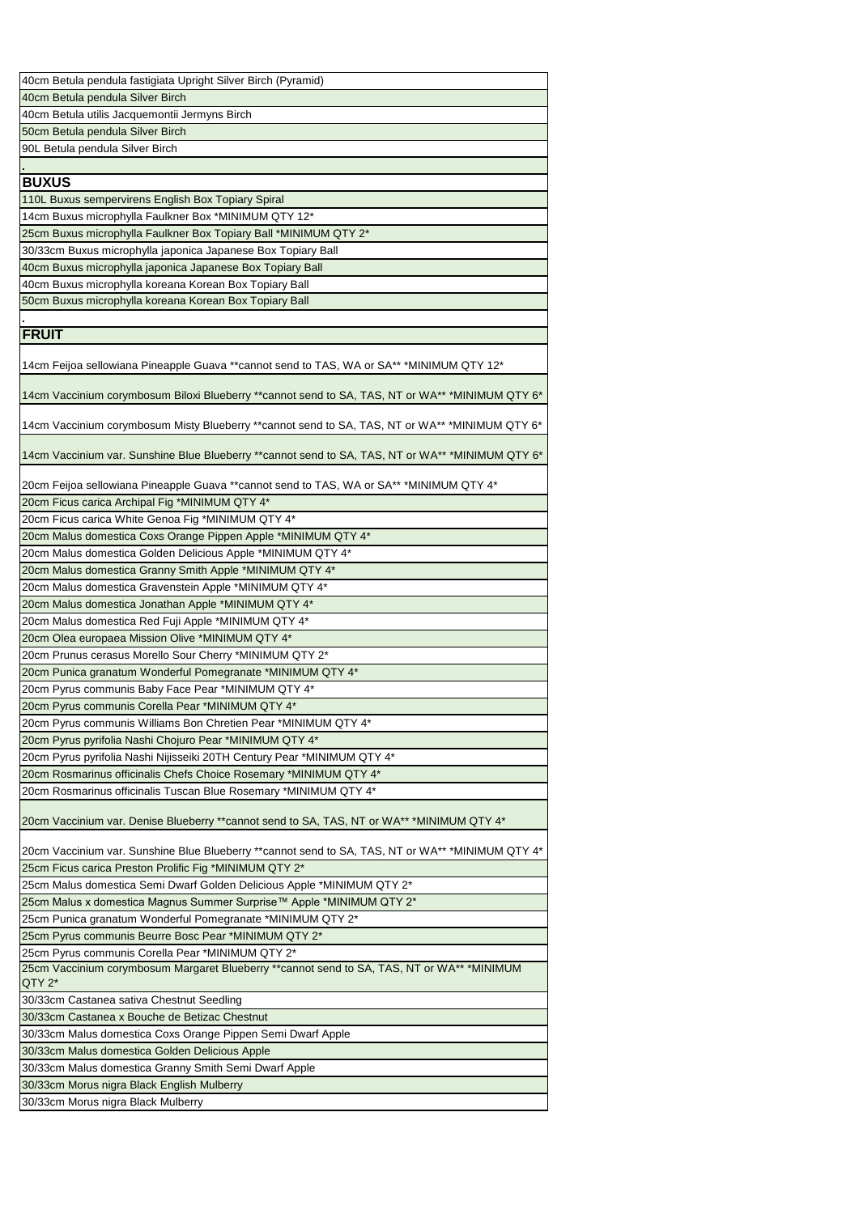| 40cm Betula pendula fastigiata Upright Silver Birch (Pyramid) |
|---|
| 40cm Betula pendula Silver Birch |
| 40cm Betula utilis Jacquemontii Jermyns Birch |
| 50cm Betula pendula Silver Birch |
| 90L Betula pendula Silver Birch |
| . |
| **BUXUS** |
| 110L Buxus sempervirens English Box Topiary Spiral |
| 14cm Buxus microphylla Faulkner Box *MINIMUM QTY 12* |
| 25cm Buxus microphylla Faulkner Box Topiary Ball *MINIMUM QTY 2* |
| 30/33cm Buxus microphylla japonica Japanese Box Topiary Ball |
| 40cm Buxus microphylla japonica Japanese Box Topiary Ball |
| 40cm Buxus microphylla koreana Korean Box Topiary Ball |
| 50cm Buxus microphylla koreana Korean Box Topiary Ball |
| . |
| **FRUIT** |
| 14cm Feijoa sellowiana Pineapple Guava **cannot send to TAS, WA or SA** *MINIMUM QTY 12* |
| 14cm Vaccinium corymbosum Biloxi Blueberry **cannot send to SA, TAS, NT or WA** *MINIMUM QTY 6* |
| 14cm Vaccinium corymbosum Misty Blueberry **cannot send to SA, TAS, NT or WA** *MINIMUM QTY 6* |
| 14cm Vaccinium var. Sunshine Blue Blueberry **cannot send to SA, TAS, NT or WA** *MINIMUM QTY 6* |
| 20cm Feijoa sellowiana Pineapple Guava **cannot send to TAS, WA or SA** *MINIMUM QTY 4* |
| 20cm Ficus carica Archipal Fig *MINIMUM QTY 4* |
| 20cm Ficus carica White Genoa Fig *MINIMUM QTY 4* |
| 20cm Malus domestica Coxs Orange Pippen Apple *MINIMUM QTY 4* |
| 20cm Malus domestica Golden Delicious Apple *MINIMUM QTY 4* |
| 20cm Malus domestica Granny Smith Apple *MINIMUM QTY 4* |
| 20cm Malus domestica Gravenstein Apple *MINIMUM QTY 4* |
| 20cm Malus domestica Jonathan Apple *MINIMUM QTY 4* |
| 20cm Malus domestica Red Fuji Apple *MINIMUM QTY 4* |
| 20cm Olea europaea Mission Olive *MINIMUM QTY 4* |
| 20cm Prunus cerasus Morello Sour Cherry *MINIMUM QTY 2* |
| 20cm Punica granatum Wonderful Pomegranate *MINIMUM QTY 4* |
| 20cm Pyrus communis Baby Face Pear *MINIMUM QTY 4* |
| 20cm Pyrus communis Corella Pear *MINIMUM QTY 4* |
| 20cm Pyrus communis Williams Bon Chretien Pear *MINIMUM QTY 4* |
| 20cm Pyrus pyrifolia Nashi Chojuro Pear *MINIMUM QTY 4* |
| 20cm Pyrus pyrifolia Nashi Nijisseiki 20TH Century Pear *MINIMUM QTY 4* |
| 20cm Rosmarinus officinalis Chefs Choice Rosemary *MINIMUM QTY 4* |
| 20cm Rosmarinus officinalis Tuscan Blue Rosemary *MINIMUM QTY 4* |
| 20cm Vaccinium var. Denise Blueberry **cannot send to SA, TAS, NT or WA** *MINIMUM QTY 4* |
| 20cm Vaccinium var. Sunshine Blue Blueberry **cannot send to SA, TAS, NT or WA** *MINIMUM QTY 4* |
| 25cm Ficus carica Preston Prolific Fig *MINIMUM QTY 2* |
| 25cm Malus domestica Semi Dwarf Golden Delicious Apple *MINIMUM QTY 2* |
| 25cm Malus x domestica Magnus Summer Surprise™ Apple *MINIMUM QTY 2* |
| 25cm Punica granatum Wonderful Pomegranate *MINIMUM QTY 2* |
| 25cm Pyrus communis Beurre Bosc Pear *MINIMUM QTY 2* |
| 25cm Pyrus communis Corella Pear *MINIMUM QTY 2* |
| 25cm Vaccinium corymbosum Margaret Blueberry **cannot send to SA, TAS, NT or WA** *MINIMUM QTY 2* |
| 30/33cm Castanea sativa Chestnut Seedling |
| 30/33cm Castanea x Bouche de Betizac Chestnut |
| 30/33cm Malus domestica Coxs Orange Pippen Semi Dwarf Apple |
| 30/33cm Malus domestica Golden Delicious Apple |
| 30/33cm Malus domestica Granny Smith Semi Dwarf Apple |
| 30/33cm Morus nigra Black English Mulberry |
| 30/33cm Morus nigra Black Mulberry |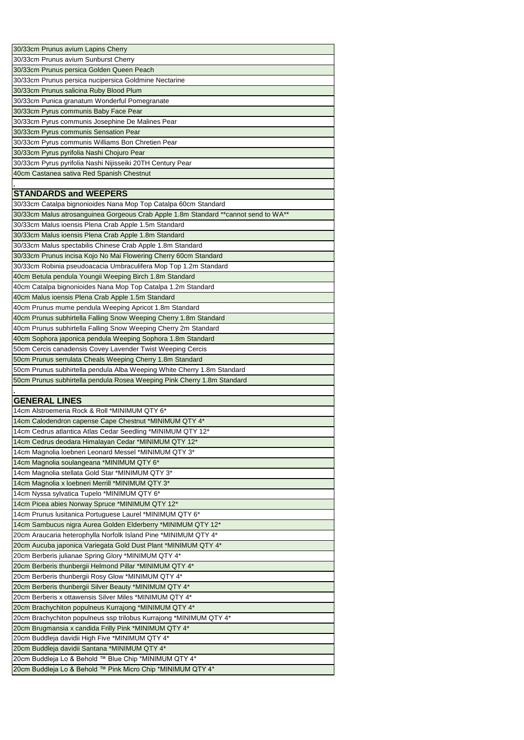| 30/33cm Prunus avium Lapins Cherry |
|---|
| 30/33cm Prunus avium Sunburst Cherry |
| 30/33cm Prunus persica Golden Queen Peach |
| 30/33cm Prunus persica nucipersica Goldmine Nectarine |
| 30/33cm Prunus salicina Ruby Blood Plum |
| 30/33cm Punica granatum Wonderful Pomegranate |
| 30/33cm Pyrus communis Baby Face Pear |
| 30/33cm Pyrus communis Josephine De Malines Pear |
| 30/33cm Pyrus communis Sensation Pear |
| 30/33cm Pyrus communis Williams Bon Chretien Pear |
| 30/33cm Pyrus pyrifolia Nashi Chojuro Pear |
| 30/33cm Pyrus pyrifolia Nashi Nijisseiki 20TH Century Pear |
| 40cm Castanea sativa Red Spanish Chestnut |
| . |
| **STANDARDS and WEEPERS** |
| 30/33cm Catalpa bignonioides Nana Mop Top Catalpa 60cm Standard |
| 30/33cm Malus atrosanguinea Gorgeous Crab Apple 1.8m Standard **cannot send to WA** |
| 30/33cm Malus ioensis Plena Crab Apple 1.5m Standard |
| 30/33cm Malus ioensis Plena Crab Apple 1.8m Standard |
| 30/33cm Malus spectabilis Chinese Crab Apple 1.8m Standard |
| 30/33cm Prunus incisa Kojo No Mai Flowering Cherry 60cm Standard |
| 30/33cm Robinia pseudoacacia Umbraculifera Mop Top 1.2m Standard |
| 40cm Betula pendula Youngii Weeping Birch 1.8m Standard |
| 40cm Catalpa bignonioides Nana Mop Top Catalpa 1.2m Standard |
| 40cm Malus ioensis Plena Crab Apple 1.5m Standard |
| 40cm Prunus mume pendula Weeping Apricot 1.8m Standard |
| 40cm Prunus subhirtella Falling Snow Weeping Cherry 1.8m Standard |
| 40cm Prunus subhirtella Falling Snow Weeping Cherry 2m Standard |
| 40cm Sophora japonica pendula Weeping Sophora 1.8m Standard |
| 50cm Cercis canadensis Covey Lavender Twist Weeping Cercis |
| 50cm Prunus serrulata Cheals Weeping Cherry 1.8m Standard |
| 50cm Prunus subhirtella pendula Alba Weeping White Cherry 1.8m Standard |
| 50cm Prunus subhirtella pendula Rosea Weeping Pink Cherry 1.8m Standard |
| . |
| **GENERAL LINES** |
| 14cm Alstroemeria Rock & Roll *MINIMUM QTY 6* |
| 14cm Calodendron capense Cape Chestnut *MINIMUM QTY 4* |
| 14cm Cedrus atlantica Atlas Cedar Seedling *MINIMUM QTY 12* |
| 14cm Cedrus deodara Himalayan Cedar *MINIMUM QTY 12* |
| 14cm Magnolia loebneri Leonard Messel *MINIMUM QTY 3* |
| 14cm Magnolia soulangeana *MINIMUM QTY 6* |
| 14cm Magnolia stellata Gold Star *MINIMUM QTY 3* |
| 14cm Magnolia x loebneri Merrill *MINIMUM QTY 3* |
| 14cm Nyssa sylvatica Tupelo *MINIMUM QTY 6* |
| 14cm Picea abies Norway Spruce *MINIMUM QTY 12* |
| 14cm Prunus lusitanica Portuguese Laurel *MINIMUM QTY 6* |
| 14cm Sambucus nigra Aurea Golden Elderberry *MINIMUM QTY 12* |
| 20cm Araucaria heterophylla Norfolk Island Pine *MINIMUM QTY 4* |
| 20cm Aucuba japonica Variegata Gold Dust Plant *MINIMUM QTY 4* |
| 20cm Berberis julianae Spring Glory *MINIMUM QTY 4* |
| 20cm Berberis thunbergii Helmond Pillar *MINIMUM QTY 4* |
| 20cm Berberis thunbergii Rosy Glow *MINIMUM QTY 4* |
| 20cm Berberis thunbergii Silver Beauty *MINIMUM QTY 4* |
| 20cm Berberis x ottawensis Silver Miles *MINIMUM QTY 4* |
| 20cm Brachychiton populneus Kurrajong *MINIMUM QTY 4* |
| 20cm Brachychiton populneus ssp trilobus Kurrajong *MINIMUM QTY 4* |
| 20cm Brugmansia x candida Frilly Pink *MINIMUM QTY 4* |
| 20cm Buddleja davidii High Five *MINIMUM QTY 4* |
| 20cm Buddleja davidii Santana *MINIMUM QTY 4* |
| 20cm Buddleja Lo & Behold ™ Blue Chip *MINIMUM QTY 4* |
| 20cm Buddleja Lo & Behold ™ Pink Micro Chip *MINIMUM QTY 4* |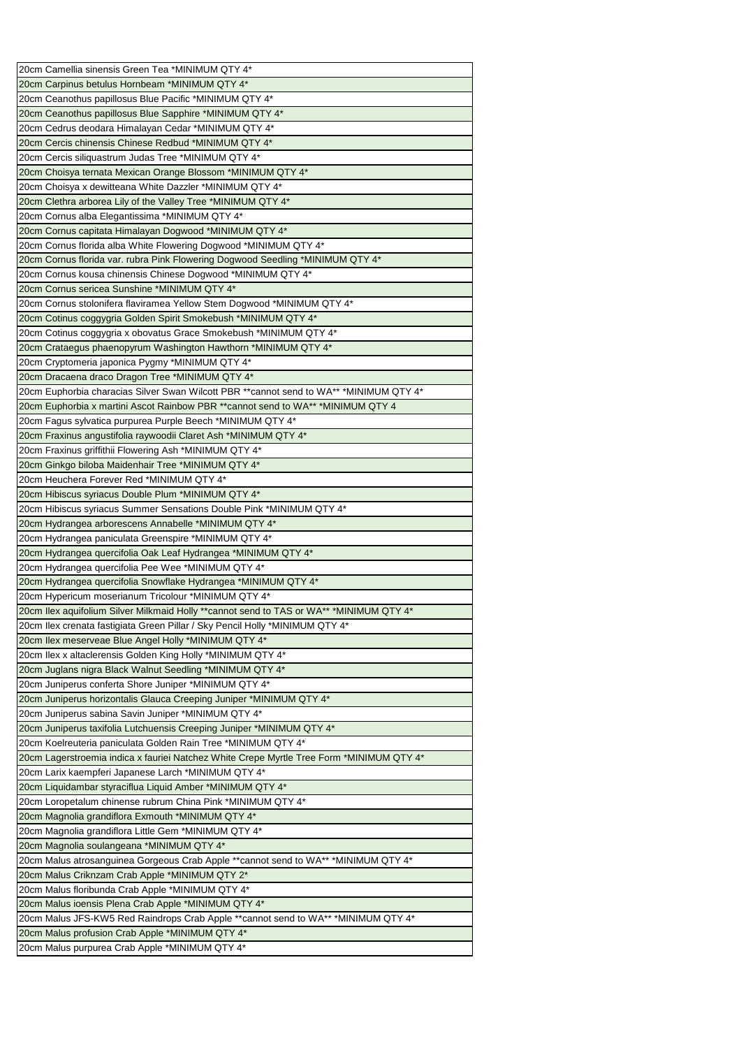| 20cm Camellia sinensis Green Tea *MINIMUM QTY 4* |
|---|
| 20cm Carpinus betulus Hornbeam *MINIMUM QTY 4* |
| 20cm Ceanothus papillosus Blue Pacific *MINIMUM QTY 4* |
| 20cm Ceanothus papillosus Blue Sapphire *MINIMUM QTY 4* |
| 20cm Cedrus deodara Himalayan Cedar *MINIMUM QTY 4* |
| 20cm Cercis chinensis Chinese Redbud *MINIMUM QTY 4* |
| 20cm Cercis siliquastrum Judas Tree *MINIMUM QTY 4* |
| 20cm Choisya ternata Mexican Orange Blossom *MINIMUM QTY 4* |
| 20cm Choisya x dewitteana White Dazzler *MINIMUM QTY 4* |
| 20cm Clethra arborea Lily of the Valley Tree *MINIMUM QTY 4* |
| 20cm Cornus alba Elegantissima *MINIMUM QTY 4* |
| 20cm Cornus capitata Himalayan Dogwood *MINIMUM QTY 4* |
| 20cm Cornus florida alba White Flowering Dogwood *MINIMUM QTY 4* |
| 20cm Cornus florida var. rubra Pink Flowering Dogwood Seedling *MINIMUM QTY 4* |
| 20cm Cornus kousa chinensis Chinese Dogwood *MINIMUM QTY 4* |
| 20cm Cornus sericea Sunshine *MINIMUM QTY 4* |
| 20cm Cornus stolonifera flaviramea Yellow Stem Dogwood *MINIMUM QTY 4* |
| 20cm Cotinus coggygria Golden Spirit Smokebush *MINIMUM QTY 4* |
| 20cm Cotinus coggygria x obovatus Grace Smokebush *MINIMUM QTY 4* |
| 20cm Crataegus phaenopyrum Washington Hawthorn *MINIMUM QTY 4* |
| 20cm Cryptomeria japonica Pygmy *MINIMUM QTY 4* |
| 20cm Dracaena draco Dragon Tree *MINIMUM QTY 4* |
| 20cm Euphorbia characias Silver Swan Wilcott PBR **cannot send to WA** *MINIMUM QTY 4* |
| 20cm Euphorbia x martini Ascot Rainbow PBR **cannot send to WA** *MINIMUM QTY 4 |
| 20cm Fagus sylvatica purpurea Purple Beech *MINIMUM QTY 4* |
| 20cm Fraxinus angustifolia raywoodii Claret Ash *MINIMUM QTY 4* |
| 20cm Fraxinus griffithii Flowering Ash *MINIMUM QTY 4* |
| 20cm Ginkgo biloba Maidenhair Tree *MINIMUM QTY 4* |
| 20cm Heuchera Forever Red *MINIMUM QTY 4* |
| 20cm Hibiscus syriacus Double Plum *MINIMUM QTY 4* |
| 20cm Hibiscus syriacus Summer Sensations Double Pink *MINIMUM QTY 4* |
| 20cm Hydrangea arborescens Annabelle *MINIMUM QTY 4* |
| 20cm Hydrangea paniculata Greenspire *MINIMUM QTY 4* |
| 20cm Hydrangea quercifolia Oak Leaf Hydrangea *MINIMUM QTY 4* |
| 20cm Hydrangea quercifolia Pee Wee *MINIMUM QTY 4* |
| 20cm Hydrangea quercifolia Snowflake Hydrangea *MINIMUM QTY 4* |
| 20cm Hypericum moserianum Tricolour *MINIMUM QTY 4* |
| 20cm Ilex aquifolium Silver Milkmaid Holly **cannot send to TAS or WA** *MINIMUM QTY 4* |
| 20cm Ilex crenata fastigiata Green Pillar / Sky Pencil Holly *MINIMUM QTY 4* |
| 20cm Ilex meserveae Blue Angel Holly *MINIMUM QTY 4* |
| 20cm Ilex x altaclerensis Golden King Holly *MINIMUM QTY 4* |
| 20cm Juglans nigra Black Walnut Seedling *MINIMUM QTY 4* |
| 20cm Juniperus conferta Shore Juniper *MINIMUM QTY 4* |
| 20cm Juniperus horizontalis Glauca Creeping Juniper *MINIMUM QTY 4* |
| 20cm Juniperus sabina Savin Juniper *MINIMUM QTY 4* |
| 20cm Juniperus taxifolia Lutchuensis Creeping Juniper *MINIMUM QTY 4* |
| 20cm Koelreuteria paniculata Golden Rain Tree *MINIMUM QTY 4* |
| 20cm Lagerstroemia indica x fauriei Natchez White Crepe Myrtle Tree Form *MINIMUM QTY 4* |
| 20cm Larix kaempferi Japanese Larch *MINIMUM QTY 4* |
| 20cm Liquidambar styraciflua Liquid Amber *MINIMUM QTY 4* |
| 20cm Loropetalum chinense rubrum China Pink *MINIMUM QTY 4* |
| 20cm Magnolia grandiflora Exmouth *MINIMUM QTY 4* |
| 20cm Magnolia grandiflora Little Gem *MINIMUM QTY 4* |
| 20cm Magnolia soulangeana *MINIMUM QTY 4* |
| 20cm Malus atrosanguinea Gorgeous Crab Apple **cannot send to WA** *MINIMUM QTY 4* |
| 20cm Malus Criknzam Crab Apple *MINIMUM QTY 2* |
| 20cm Malus floribunda Crab Apple *MINIMUM QTY 4* |
| 20cm Malus ioensis Plena Crab Apple *MINIMUM QTY 4* |
| 20cm Malus JFS-KW5 Red Raindrops Crab Apple **cannot send to WA** *MINIMUM QTY 4* |
| 20cm Malus profusion Crab Apple *MINIMUM QTY 4* |
| 20cm Malus purpurea Crab Apple *MINIMUM QTY 4* |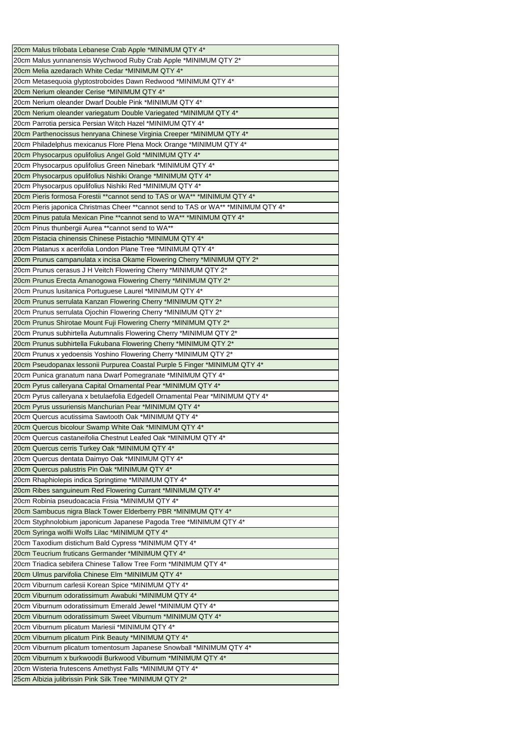| 20cm Malus trilobata Lebanese Crab Apple *MINIMUM QTY 4* |
|---|
| 20cm Malus yunnanensis Wychwood Ruby Crab Apple *MINIMUM QTY 2* |
| 20cm Melia azedarach White Cedar *MINIMUM QTY 4* |
| 20cm Metasequoia glyptostroboides Dawn Redwood *MINIMUM QTY 4* |
| 20cm Nerium oleander Cerise *MINIMUM QTY 4* |
| 20cm Nerium oleander Dwarf Double Pink *MINIMUM QTY 4* |
| 20cm Nerium oleander variegatum Double Variegated *MINIMUM QTY 4* |
| 20cm Parrotia persica Persian Witch Hazel *MINIMUM QTY 4* |
| 20cm Parthenocissus henryana Chinese Virginia Creeper *MINIMUM QTY 4* |
| 20cm Philadelphus mexicanus Flore Plena Mock Orange *MINIMUM QTY 4* |
| 20cm Physocarpus opulifolius Angel Gold *MINIMUM QTY 4* |
| 20cm Physocarpus opulifolius Green Ninebark *MINIMUM QTY 4* |
| 20cm Physocarpus opulifolius Nishiki Orange *MINIMUM QTY 4* |
| 20cm Physocarpus opulifolius Nishiki Red *MINIMUM QTY 4* |
| 20cm Pieris formosa Forestii **cannot send to TAS or WA** *MINIMUM QTY 4* |
| 20cm Pieris japonica Christmas Cheer **cannot send to TAS or WA** *MINIMUM QTY 4* |
| 20cm Pinus patula Mexican Pine **cannot send to WA** *MINIMUM QTY 4* |
| 20cm Pinus thunbergii Aurea **cannot send to WA** |
| 20cm Pistacia chinensis Chinese Pistachio *MINIMUM QTY 4* |
| 20cm Platanus x acerifolia London Plane Tree *MINIMUM QTY 4* |
| 20cm Prunus campanulata x incisa Okame Flowering Cherry *MINIMUM QTY 2* |
| 20cm Prunus cerasus J H Veitch Flowering Cherry *MINIMUM QTY 2* |
| 20cm Prunus Erecta Amanogowa Flowering Cherry *MINIMUM QTY 2* |
| 20cm Prunus lusitanica Portuguese Laurel *MINIMUM QTY 4* |
| 20cm Prunus serrulata Kanzan Flowering Cherry *MINIMUM QTY 2* |
| 20cm Prunus serrulata Ojochin Flowering Cherry *MINIMUM QTY 2* |
| 20cm Prunus Shirotae Mount Fuji Flowering Cherry *MINIMUM QTY 2* |
| 20cm Prunus subhirtella Autumnalis Flowering Cherry *MINIMUM QTY 2* |
| 20cm Prunus subhirtella Fukubana Flowering Cherry *MINIMUM QTY 2* |
| 20cm Prunus x yedoensis Yoshino Flowering Cherry *MINIMUM QTY 2* |
| 20cm Pseudopanax lessonii Purpurea Coastal Purple 5 Finger *MINIMUM QTY 4* |
| 20cm Punica granatum nana Dwarf Pomegranate *MINIMUM QTY 4* |
| 20cm Pyrus calleryana Capital Ornamental Pear *MINIMUM QTY 4* |
| 20cm Pyrus calleryana x betulaefolia Edgedell Ornamental Pear *MINIMUM QTY 4* |
| 20cm Pyrus ussuriensis Manchurian Pear *MINIMUM QTY 4* |
| 20cm Quercus acutissima Sawtooth Oak *MINIMUM QTY 4* |
| 20cm Quercus bicolour Swamp White Oak *MINIMUM QTY 4* |
| 20cm Quercus castaneifolia Chestnut Leafed Oak *MINIMUM QTY 4* |
| 20cm Quercus cerris Turkey Oak *MINIMUM QTY 4* |
| 20cm Quercus dentata Daimyo Oak *MINIMUM QTY 4* |
| 20cm Quercus palustris Pin Oak *MINIMUM QTY 4* |
| 20cm Rhaphiolepis indica Springtime *MINIMUM QTY 4* |
| 20cm Ribes sanguineum Red Flowering Currant *MINIMUM QTY 4* |
| 20cm Robinia pseudoacacia Frisia *MINIMUM QTY 4* |
| 20cm Sambucus nigra Black Tower Elderberry PBR *MINIMUM QTY 4* |
| 20cm Styphnolobium japonicum Japanese Pagoda Tree *MINIMUM QTY 4* |
| 20cm Syringa wolfii Wolfs Lilac *MINIMUM QTY 4* |
| 20cm Taxodium distichum Bald Cypress *MINIMUM QTY 4* |
| 20cm Teucrium fruticans Germander *MINIMUM QTY 4* |
| 20cm Triadica sebifera Chinese Tallow Tree Form *MINIMUM QTY 4* |
| 20cm Ulmus parvifolia Chinese Elm *MINIMUM QTY 4* |
| 20cm Viburnum carlesii Korean Spice *MINIMUM QTY 4* |
| 20cm Viburnum odoratissimum Awabuki *MINIMUM QTY 4* |
| 20cm Viburnum odoratissimum Emerald Jewel *MINIMUM QTY 4* |
| 20cm Viburnum odoratissimum Sweet Viburnum *MINIMUM QTY 4* |
| 20cm Viburnum plicatum Mariesii *MINIMUM QTY 4* |
| 20cm Viburnum plicatum Pink Beauty *MINIMUM QTY 4* |
| 20cm Viburnum plicatum tomentosum Japanese Snowball *MINIMUM QTY 4* |
| 20cm Viburnum x burkwoodii Burkwood Viburnum *MINIMUM QTY 4* |
| 20cm Wisteria frutescens Amethyst Falls *MINIMUM QTY 4* |
| 25cm Albizia julibrissin Pink Silk Tree *MINIMUM QTY 2* |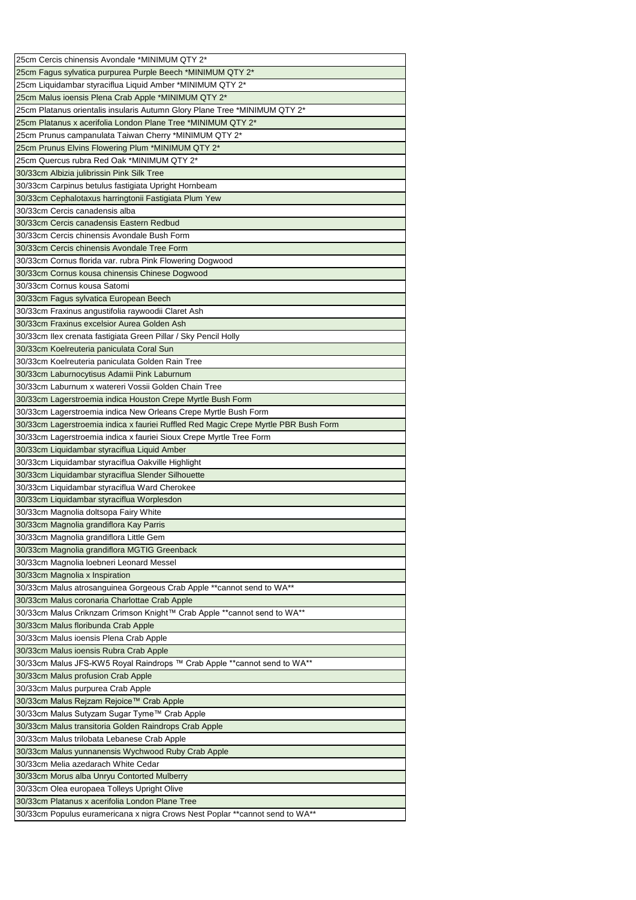| 25cm Cercis chinensis Avondale *MINIMUM QTY 2* |
| --- |
| 25cm Fagus sylvatica purpurea Purple Beech *MINIMUM QTY 2* |
| 25cm Liquidambar styraciflua Liquid Amber *MINIMUM QTY 2* |
| 25cm Malus ioensis Plena Crab Apple *MINIMUM QTY 2* |
| 25cm Platanus orientalis insularis Autumn Glory Plane Tree *MINIMUM QTY 2* |
| 25cm Platanus x acerifolia London Plane Tree *MINIMUM QTY 2* |
| 25cm Prunus campanulata Taiwan Cherry *MINIMUM QTY 2* |
| 25cm Prunus Elvins Flowering Plum *MINIMUM QTY 2* |
| 25cm Quercus rubra Red Oak *MINIMUM QTY 2* |
| 30/33cm Albizia julibrissin Pink Silk Tree |
| 30/33cm Carpinus betulus fastigiata Upright Hornbeam |
| 30/33cm Cephalotaxus harringtonii Fastigiata Plum Yew |
| 30/33cm Cercis canadensis alba |
| 30/33cm Cercis canadensis Eastern Redbud |
| 30/33cm Cercis chinensis Avondale Bush Form |
| 30/33cm Cercis chinensis Avondale Tree Form |
| 30/33cm Cornus florida var. rubra Pink Flowering Dogwood |
| 30/33cm Cornus kousa chinensis Chinese Dogwood |
| 30/33cm Cornus kousa Satomi |
| 30/33cm Fagus sylvatica European Beech |
| 30/33cm Fraxinus angustifolia raywoodii Claret Ash |
| 30/33cm Fraxinus excelsior Aurea Golden Ash |
| 30/33cm Ilex crenata fastigiata Green Pillar / Sky Pencil Holly |
| 30/33cm Koelreuteria paniculata Coral Sun |
| 30/33cm Koelreuteria paniculata Golden Rain Tree |
| 30/33cm Laburnocytisus Adamii Pink Laburnum |
| 30/33cm Laburnum x watereri Vossii Golden Chain Tree |
| 30/33cm Lagerstroemia indica Houston Crepe Myrtle Bush Form |
| 30/33cm Lagerstroemia indica New Orleans Crepe Myrtle Bush Form |
| 30/33cm Lagerstroemia indica x fauriei Ruffled Red Magic Crepe Myrtle PBR Bush Form |
| 30/33cm Lagerstroemia indica x fauriei Sioux Crepe Myrtle Tree Form |
| 30/33cm Liquidambar styraciflua Liquid Amber |
| 30/33cm Liquidambar styraciflua Oakville Highlight |
| 30/33cm Liquidambar styraciflua Slender Silhouette |
| 30/33cm Liquidambar styraciflua Ward Cherokee |
| 30/33cm Liquidambar styraciflua Worplesdon |
| 30/33cm Magnolia doltsopa Fairy White |
| 30/33cm Magnolia grandiflora Kay Parris |
| 30/33cm Magnolia grandiflora Little Gem |
| 30/33cm Magnolia grandiflora MGTIG Greenback |
| 30/33cm Magnolia loebneri Leonard Messel |
| 30/33cm Magnolia x Inspiration |
| 30/33cm Malus atrosanguinea Gorgeous Crab Apple **cannot send to WA** |
| 30/33cm Malus coronaria Charlottae Crab Apple |
| 30/33cm Malus Criknzam Crimson Knight™ Crab Apple **cannot send to WA** |
| 30/33cm Malus floribunda Crab Apple |
| 30/33cm Malus ioensis Plena Crab Apple |
| 30/33cm Malus ioensis Rubra Crab Apple |
| 30/33cm Malus JFS-KW5 Royal Raindrops ™ Crab Apple **cannot send to WA** |
| 30/33cm Malus profusion Crab Apple |
| 30/33cm Malus purpurea Crab Apple |
| 30/33cm Malus Rejzam Rejoice™ Crab Apple |
| 30/33cm Malus Sutyzam Sugar Tyme™ Crab Apple |
| 30/33cm Malus transitoria Golden Raindrops Crab Apple |
| 30/33cm Malus trilobata Lebanese Crab Apple |
| 30/33cm Malus yunnanensis Wychwood Ruby Crab Apple |
| 30/33cm Melia azedarach White Cedar |
| 30/33cm Morus alba Unryu Contorted Mulberry |
| 30/33cm Olea europaea Tolleys Upright Olive |
| 30/33cm Platanus x acerifolia London Plane Tree |
| 30/33cm Populus euramericana x nigra Crows Nest Poplar **cannot send to WA** |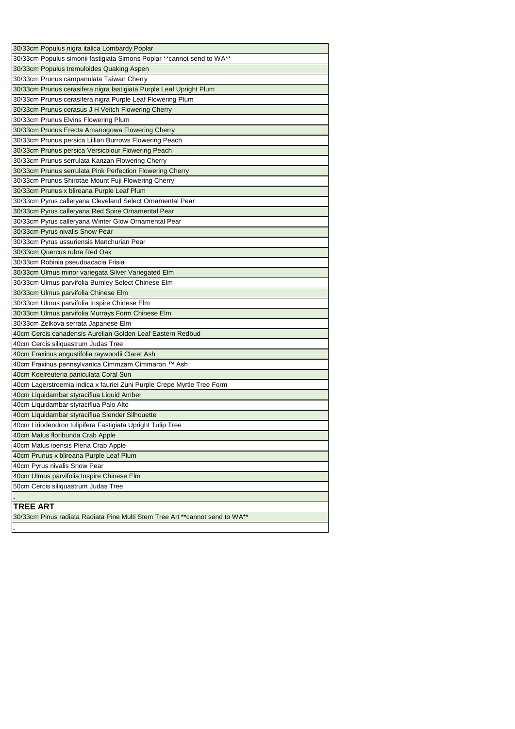| |
|---|
| 30/33cm Populus nigra italica Lombardy Poplar |
| 30/33cm Populus simonii fastigiata Simons Poplar **cannot send to WA** |
| 30/33cm Populus tremuloides Quaking Aspen |
| 30/33cm Prunus campanulata Taiwan Cherry |
| 30/33cm Prunus cerasifera nigra fastigiata Purple Leaf Upright Plum |
| 30/33cm Prunus cerasifera nigra Purple Leaf Flowering Plum |
| 30/33cm Prunus cerasus J H Veitch Flowering Cherry |
| 30/33cm Prunus Elvins Flowering Plum |
| 30/33cm Prunus Erecta Amanogowa Flowering Cherry |
| 30/33cm Prunus persica Lillian Burrows Flowering Peach |
| 30/33cm Prunus persica Versicolour Flowering Peach |
| 30/33cm Prunus serrulata Kanzan Flowering Cherry |
| 30/33cm Prunus serrulata Pink Perfection Flowering Cherry |
| 30/33cm Prunus Shirotae Mount Fuji Flowering Cherry |
| 30/33cm Prunus x blireana Purple Leaf Plum |
| 30/33cm Pyrus calleryana Cleveland Select Ornamental Pear |
| 30/33cm Pyrus calleryana Red Spire Ornamental Pear |
| 30/33cm Pyrus calleryana Winter Glow Ornamental Pear |
| 30/33cm Pyrus nivalis Snow Pear |
| 30/33cm Pyrus ussuriensis Manchurian Pear |
| 30/33cm Quercus rubra Red Oak |
| 30/33cm Robinia pseudoacacia Frisia |
| 30/33cm Ulmus minor variegata Silver Variegated Elm |
| 30/33cm Ulmus parvifolia Burnley Select Chinese Elm |
| 30/33cm Ulmus parvifolia Chinese Elm |
| 30/33cm Ulmus parvifolia Inspire Chinese Elm |
| 30/33cm Ulmus parvifolia Murrays Form Chinese Elm |
| 30/33cm Zelkova serrata Japanese Elm |
| 40cm Cercis canadensis Aurelian Golden Leaf Eastern Redbud |
| 40cm Cercis siliquastrum Judas Tree |
| 40cm Fraxinus angustifolia raywoodii Claret Ash |
| 40cm Fraxinus pennsylvanica Cimmzam Cimmaron ™ Ash |
| 40cm Koelreuteria paniculata Coral Sun |
| 40cm Lagerstroemia indica x fauriei Zuni Purple Crepe Myrtle Tree Form |
| 40cm Liquidambar styraciflua Liquid Amber |
| 40cm Liquidambar styraciflua Palo Alto |
| 40cm Liquidambar styraciflua Slender Silhouette |
| 40cm Liriodendron tulipifera Fastigiata Upright Tulip Tree |
| 40cm Malus floribunda Crab Apple |
| 40cm Malus ioensis Plena Crab Apple |
| 40cm Prunus x blireana Purple Leaf Plum |
| 40cm Pyrus nivalis Snow Pear |
| 40cm Ulmus parvifolia Inspire Chinese Elm |
| 50cm Cercis siliquastrum Judas Tree |
| . |
| **TREE ART** |
| 30/33cm Pinus radiata Radiata Pine Multi Stem Tree Art **cannot send to WA** |
| . |